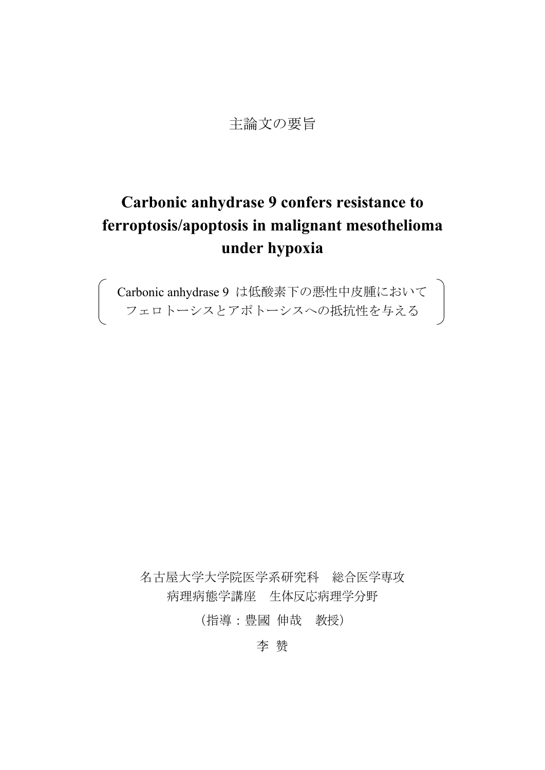主論文の要旨

# Carbonic anhydrase 9 confers resistance to ferroptosis/apoptosis in malignant mesothelioma under hypoxia

（Carbonic anhydrase 9 は低酸素下の悪性中皮腫において
フェロトーシスとアポトーシスへの抵抗性を与える）

名古屋大学大学院医学系研究科　総合医学専攻
病理病態学講座　生体反応病理学分野

（指導：豊國 伸哉　教授）

李 赞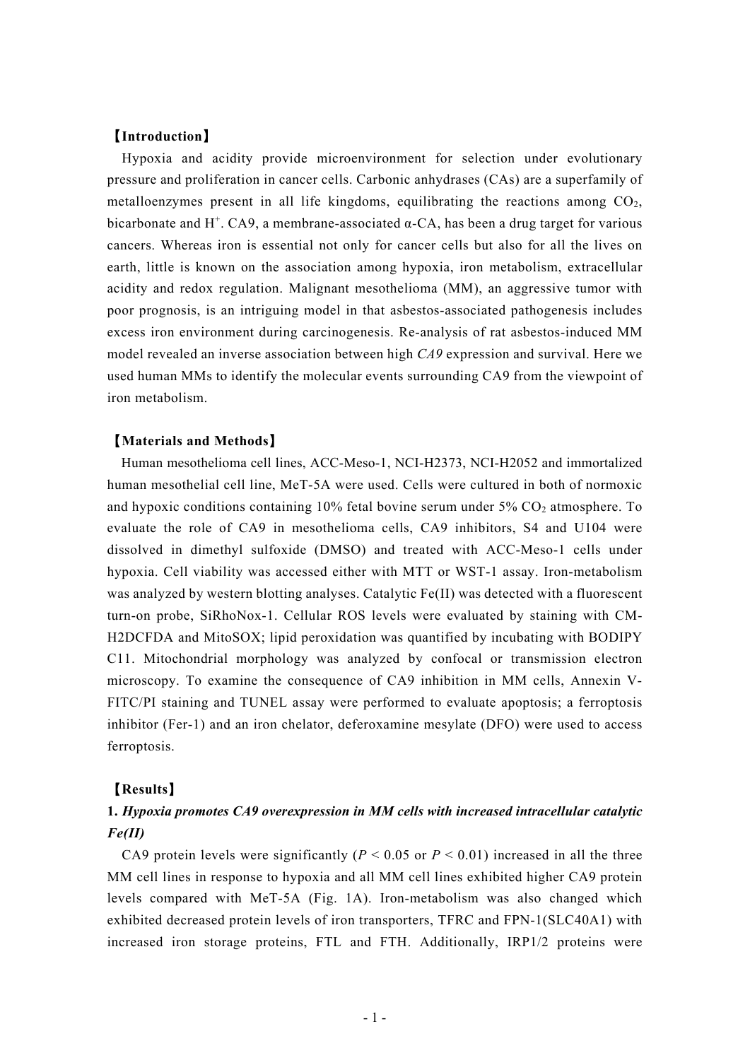## 【Introduction】

Hypoxia and acidity provide microenvironment for selection under evolutionary pressure and proliferation in cancer cells. Carbonic anhydrases (CAs) are a superfamily of metalloenzymes present in all life kingdoms, equilibrating the reactions among $CO_2$, bicarbonate and $H^+$. CA9, a membrane-associated α-CA, has been a drug target for various cancers. Whereas iron is essential not only for cancer cells but also for all the lives on earth, little is known on the association among hypoxia, iron metabolism, extracellular acidity and redox regulation. Malignant mesothelioma (MM), an aggressive tumor with poor prognosis, is an intriguing model in that asbestos-associated pathogenesis includes excess iron environment during carcinogenesis. Re-analysis of rat asbestos-induced MM model revealed an inverse association between high *CA9* expression and survival. Here we used human MMs to identify the molecular events surrounding CA9 from the viewpoint of iron metabolism.

## 【Materials and Methods】

Human mesothelioma cell lines, ACC-Meso-1, NCI-H2373, NCI-H2052 and immortalized human mesothelial cell line, MeT-5A were used. Cells were cultured in both of normoxic and hypoxic conditions containing 10% fetal bovine serum under 5% $CO_2$ atmosphere. To evaluate the role of CA9 in mesothelioma cells, CA9 inhibitors, S4 and U104 were dissolved in dimethyl sulfoxide (DMSO) and treated with ACC-Meso-1 cells under hypoxia. Cell viability was accessed either with MTT or WST-1 assay. Iron-metabolism was analyzed by western blotting analyses. Catalytic Fe(II) was detected with a fluorescent turn-on probe, SiRhoNox-1. Cellular ROS levels were evaluated by staining with CM-H2DCFDA and MitoSOX; lipid peroxidation was quantified by incubating with BODIPY C11. Mitochondrial morphology was analyzed by confocal or transmission electron microscopy. To examine the consequence of CA9 inhibition in MM cells, Annexin V-FITC/PI staining and TUNEL assay were performed to evaluate apoptosis; a ferroptosis inhibitor (Fer-1) and an iron chelator, deferoxamine mesylate (DFO) were used to access ferroptosis.

## 【Results】

### 1. *Hypoxia promotes CA9 overexpression in MM cells with increased intracellular catalytic Fe(II)*

CA9 protein levels were significantly ($P < 0.05$ or $P < 0.01$) increased in all the three MM cell lines in response to hypoxia and all MM cell lines exhibited higher CA9 protein levels compared with MeT-5A (Fig. 1A). Iron-metabolism was also changed which exhibited decreased protein levels of iron transporters, TFRC and FPN-1(SLC40A1) with increased iron storage proteins, FTL and FTH. Additionally, IRP1/2 proteins were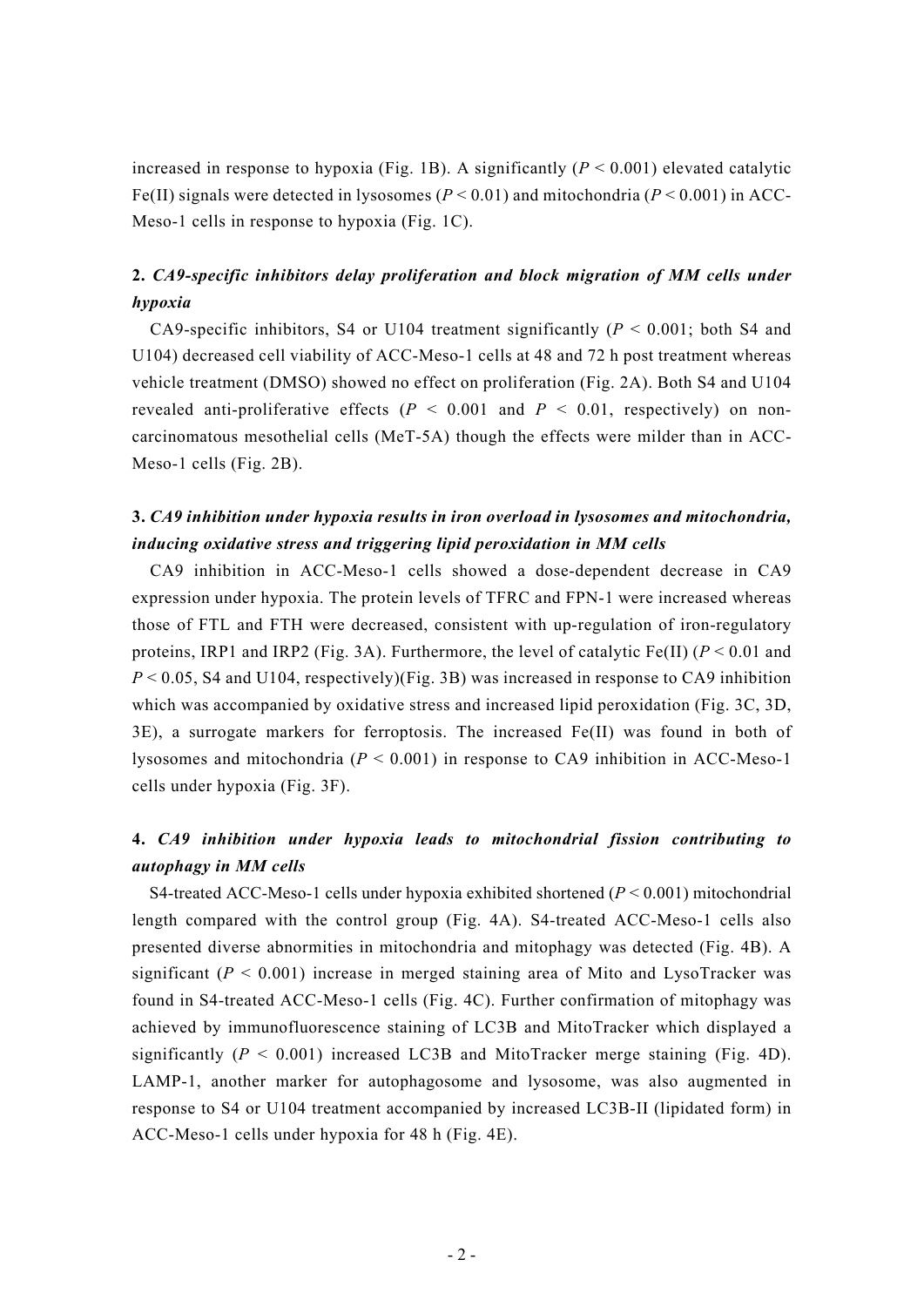increased in response to hypoxia (Fig. 1B). A significantly ($P < 0.001$) elevated catalytic Fe(II) signals were detected in lysosomes ($P < 0.01$) and mitochondria ($P < 0.001$) in ACC-Meso-1 cells in response to hypoxia (Fig. 1C).

## 2. *CA9-specific inhibitors delay proliferation and block migration of MM cells under hypoxia*

CA9-specific inhibitors, S4 or U104 treatment significantly ($P < 0.001$; both S4 and U104) decreased cell viability of ACC-Meso-1 cells at 48 and 72 h post treatment whereas vehicle treatment (DMSO) showed no effect on proliferation (Fig. 2A). Both S4 and U104 revealed anti-proliferative effects ($P < 0.001$ and $P < 0.01$, respectively) on non-carcinomatous mesothelial cells (MeT-5A) though the effects were milder than in ACC-Meso-1 cells (Fig. 2B).

## 3. *CA9 inhibition under hypoxia results in iron overload in lysosomes and mitochondria, inducing oxidative stress and triggering lipid peroxidation in MM cells*

CA9 inhibition in ACC-Meso-1 cells showed a dose-dependent decrease in CA9 expression under hypoxia. The protein levels of TFRC and FPN-1 were increased whereas those of FTL and FTH were decreased, consistent with up-regulation of iron-regulatory proteins, IRP1 and IRP2 (Fig. 3A). Furthermore, the level of catalytic Fe(II) ($P < 0.01$ and $P < 0.05$, S4 and U104, respectively)(Fig. 3B) was increased in response to CA9 inhibition which was accompanied by oxidative stress and increased lipid peroxidation (Fig. 3C, 3D, 3E), a surrogate markers for ferroptosis. The increased Fe(II) was found in both of lysosomes and mitochondria ($P < 0.001$) in response to CA9 inhibition in ACC-Meso-1 cells under hypoxia (Fig. 3F).

## 4. *CA9 inhibition under hypoxia leads to mitochondrial fission contributing to autophagy in MM cells*

S4-treated ACC-Meso-1 cells under hypoxia exhibited shortened ($P < 0.001$) mitochondrial length compared with the control group (Fig. 4A). S4-treated ACC-Meso-1 cells also presented diverse abnormities in mitochondria and mitophagy was detected (Fig. 4B). A significant ($P < 0.001$) increase in merged staining area of Mito and LysoTracker was found in S4-treated ACC-Meso-1 cells (Fig. 4C). Further confirmation of mitophagy was achieved by immunofluorescence staining of LC3B and MitoTracker which displayed a significantly ($P < 0.001$) increased LC3B and MitoTracker merge staining (Fig. 4D). LAMP-1, another marker for autophagosome and lysosome, was also augmented in response to S4 or U104 treatment accompanied by increased LC3B-II (lipidated form) in ACC-Meso-1 cells under hypoxia for 48 h (Fig. 4E).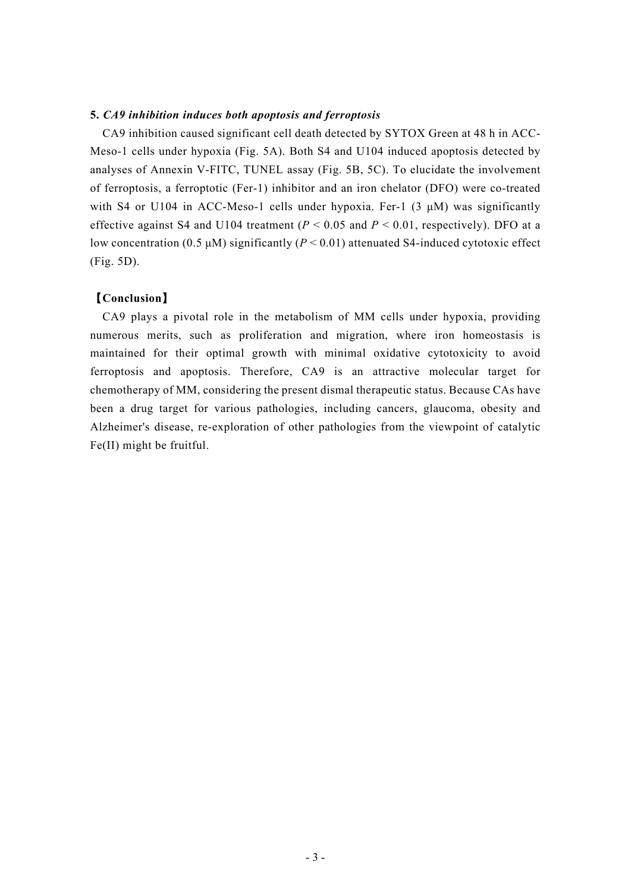**5.** ***CA9 inhibition induces both apoptosis and ferroptosis***

CA9 inhibition caused significant cell death detected by SYTOX Green at 48 h in ACC-Meso-1 cells under hypoxia (Fig. 5A). Both S4 and U104 induced apoptosis detected by analyses of Annexin V-FITC, TUNEL assay (Fig. 5B, 5C). To elucidate the involvement of ferroptosis, a ferroptotic (Fer-1) inhibitor and an iron chelator (DFO) were co-treated with S4 or U104 in ACC-Meso-1 cells under hypoxia. Fer-1 (3 μM) was significantly effective against S4 and U104 treatment ($P < 0.05$ and $P < 0.01$, respectively). DFO at a low concentration (0.5 μM) significantly ($P < 0.01$) attenuated S4-induced cytotoxic effect (Fig. 5D).

**【Conclusion】**

CA9 plays a pivotal role in the metabolism of MM cells under hypoxia, providing numerous merits, such as proliferation and migration, where iron homeostasis is maintained for their optimal growth with minimal oxidative cytotoxicity to avoid ferroptosis and apoptosis. Therefore, CA9 is an attractive molecular target for chemotherapy of MM, considering the present dismal therapeutic status. Because CAs have been a drug target for various pathologies, including cancers, glaucoma, obesity and Alzheimer's disease, re-exploration of other pathologies from the viewpoint of catalytic Fe(II) might be fruitful.